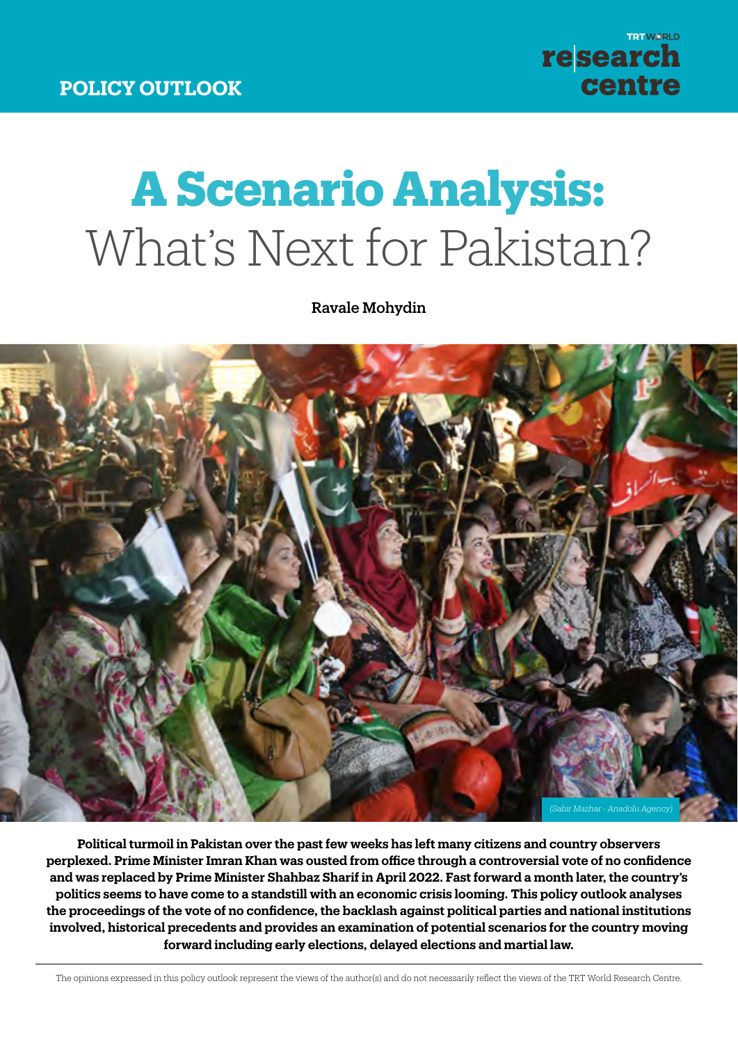POLICY OUTLOOK

# A Scenario Analysis: What's Next for Pakistan?

**Ravale Mohydin**

(Sabir Mazhar - Anadolu Agency)

**Political turmoil in Pakistan over the past few weeks has left many citizens and country observers perplexed. Prime Minister Imran Khan was ousted from office through a controversial vote of no confidence and was replaced by Prime Minister Shahbaz Sharif in April 2022. Fast forward a month later, the country's politics seems to have come to a standstill with an economic crisis looming. This policy outlook analyses the proceedings of the vote of no confidence, the backlash against political parties and national institutions involved, historical precedents and provides an examination of potential scenarios for the country moving forward including early elections, delayed elections and martial law.**

The opinions expressed in this policy outlook represent the views of the author(s) and do not necessarily reflect the views of the TRT World Research Centre.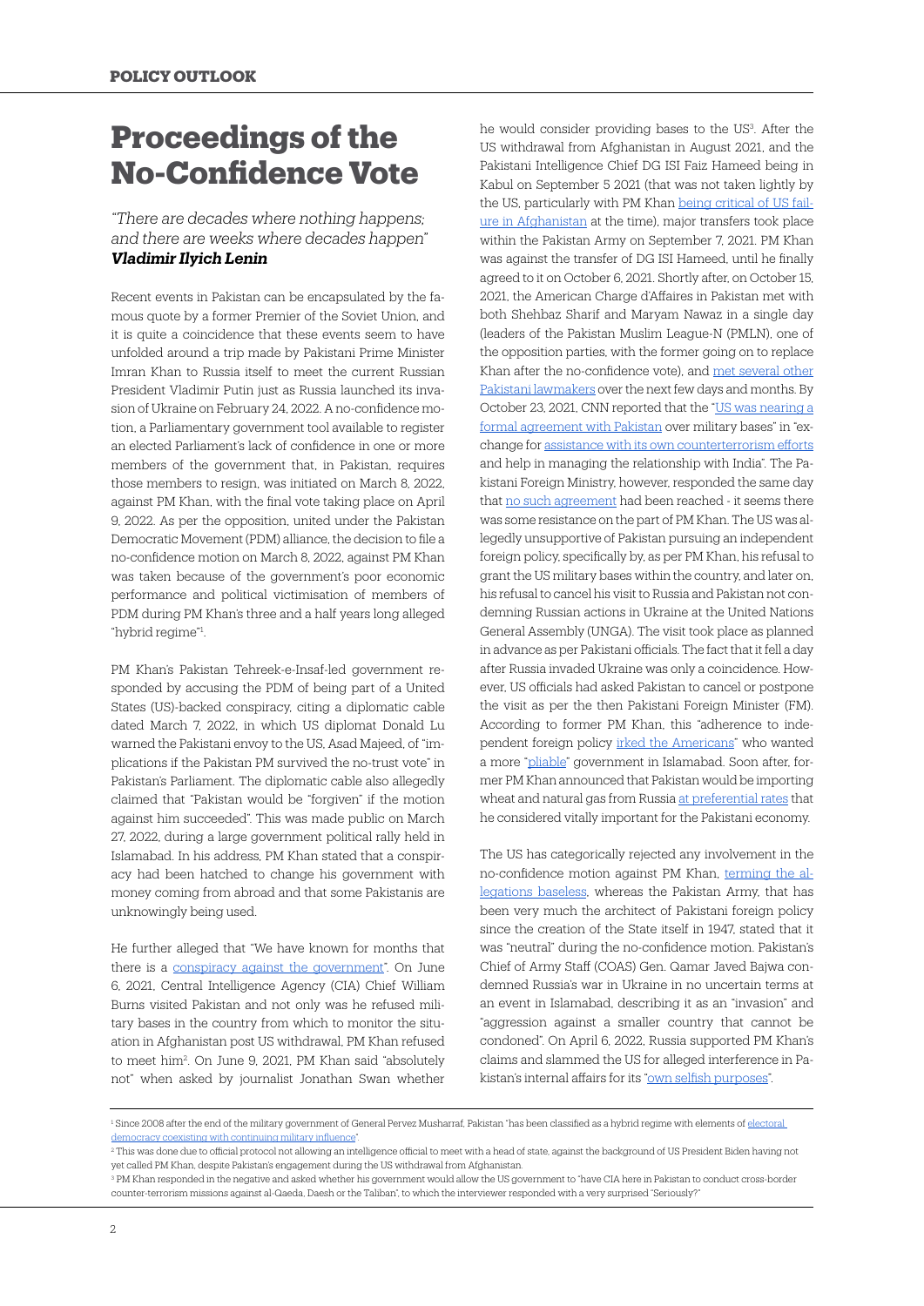# Proceedings of the No-Confidence Vote

*"There are decades where nothing happens; and there are weeks where decades happen"*
***Vladimir Ilyich Lenin***

Recent events in Pakistan can be encapsulated by the famous quote by a former Premier of the Soviet Union, and it is quite a coincidence that these events seem to have unfolded around a trip made by Pakistani Prime Minister Imran Khan to Russia itself to meet the current Russian President Vladimir Putin just as Russia launched its invasion of Ukraine on February 24, 2022. A no-confidence motion, a Parliamentary government tool available to register an elected Parliament's lack of confidence in one or more members of the government that, in Pakistan, requires those members to resign, was initiated on March 8, 2022, against PM Khan, with the final vote taking place on April 9, 2022. As per the opposition, united under the Pakistan Democratic Movement (PDM) alliance, the decision to file a no-confidence motion on March 8, 2022, against PM Khan was taken because of the government's poor economic performance and political victimisation of members of PDM during PM Khan's three and a half years long alleged "hybrid regime"[1].

PM Khan's Pakistan Tehreek-e-Insaf-led government responded by accusing the PDM of being part of a United States (US)-backed conspiracy, citing a diplomatic cable dated March 7, 2022, in which US diplomat Donald Lu warned the Pakistani envoy to the US, Asad Majeed, of "implications if the Pakistan PM survived the no-trust vote" in Pakistan's Parliament. The diplomatic cable also allegedly claimed that "Pakistan would be "forgiven" if the motion against him succeeded". This was made public on March 27, 2022, during a large government political rally held in Islamabad. In his address, PM Khan stated that a conspiracy had been hatched to change his government with money coming from abroad and that some Pakistanis are unknowingly being used.

He further alleged that "We have known for months that there is a conspiracy against the government". On June 6, 2021, Central Intelligence Agency (CIA) Chief William Burns visited Pakistan and not only was he refused military bases in the country from which to monitor the situation in Afghanistan post US withdrawal, PM Khan refused to meet him[2]. On June 9, 2021, PM Khan said "absolutely not" when asked by journalist Jonathan Swan whether he would consider providing bases to the US[3]. After the US withdrawal from Afghanistan in August 2021, and the Pakistani Intelligence Chief DG ISI Faiz Hameed being in Kabul on September 5 2021 (that was not taken lightly by the US, particularly with PM Khan being critical of US failure in Afghanistan at the time), major transfers took place within the Pakistan Army on September 7, 2021. PM Khan was against the transfer of DG ISI Hameed, until he finally agreed to it on October 6, 2021. Shortly after, on October 15, 2021, the American Charge d'Affaires in Pakistan met with both Shehbaz Sharif and Maryam Nawaz in a single day (leaders of the Pakistan Muslim League-N (PMLN), one of the opposition parties, with the former going on to replace Khan after the no-confidence vote), and met several other Pakistani lawmakers over the next few days and months. By October 23, 2021, CNN reported that the "US was nearing a formal agreement with Pakistan over military bases" in "exchange for assistance with its own counterterrorism efforts and help in managing the relationship with India". The Pakistani Foreign Ministry, however, responded the same day that no such agreement had been reached - it seems there was some resistance on the part of PM Khan. The US was allegedly unsupportive of Pakistan pursuing an independent foreign policy, specifically by, as per PM Khan, his refusal to grant the US military bases within the country, and later on, his refusal to cancel his visit to Russia and Pakistan not condemning Russian actions in Ukraine at the United Nations General Assembly (UNGA). The visit took place as planned in advance as per Pakistani officials. The fact that it fell a day after Russia invaded Ukraine was only a coincidence. However, US officials had asked Pakistan to cancel or postpone the visit as per the then Pakistani Foreign Minister (FM). According to former PM Khan, this "adherence to independent foreign policy irked the Americans" who wanted a more "pliable" government in Islamabad. Soon after, former PM Khan announced that Pakistan would be importing wheat and natural gas from Russia at preferential rates that he considered vitally important for the Pakistani economy.

The US has categorically rejected any involvement in the no-confidence motion against PM Khan, terming the allegations baseless, whereas the Pakistan Army, that has been very much the architect of Pakistani foreign policy since the creation of the State itself in 1947, stated that it was "neutral" during the no-confidence motion. Pakistan's Chief of Army Staff (COAS) Gen. Qamar Javed Bajwa condemned Russia's war in Ukraine in no uncertain terms at an event in Islamabad, describing it as an "invasion" and "aggression against a smaller country that cannot be condoned". On April 6, 2022, Russia supported PM Khan's claims and slammed the US for alleged interference in Pakistan's internal affairs for its "own selfish purposes".

---

[1] Since 2008 after the end of the military government of General Pervez Musharraf, Pakistan "has been classified as a hybrid regime with elements of electoral democracy coexisting with continuing military influence".

[2] This was done due to official protocol not allowing an intelligence official to meet with a head of state, against the background of US President Biden having not yet called PM Khan, despite Pakistan's engagement during the US withdrawal from Afghanistan.

[3] PM Khan responded in the negative and asked whether his government would allow the US government to "have CIA here in Pakistan to conduct cross-border counter-terrorism missions against al-Qaeda, Daesh or the Taliban", to which the interviewer responded with a very surprised "Seriously?"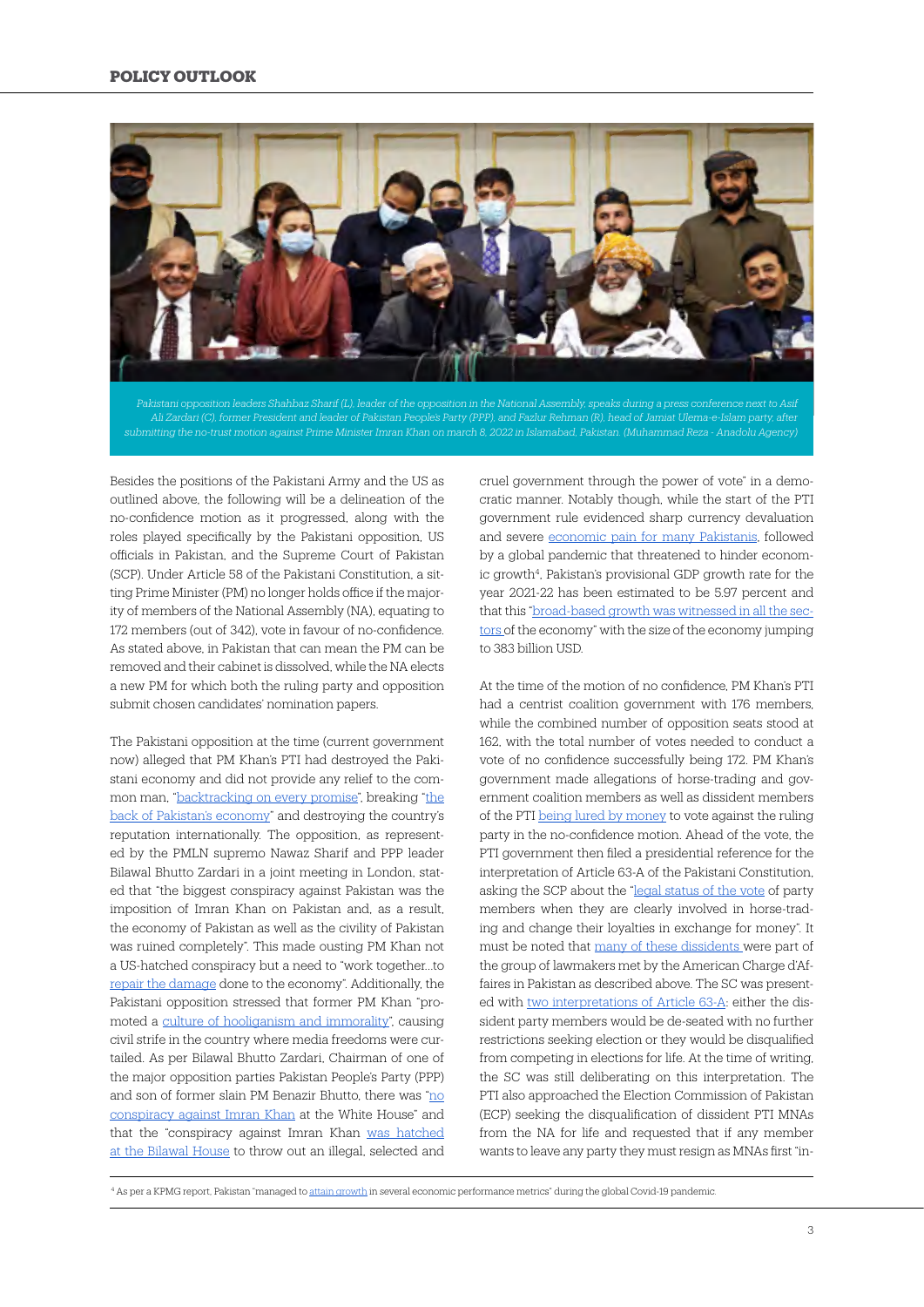Pakistani opposition leaders Shahbaz Sharif (L), leader of the opposition in the National Assembly, speaks during a press conference next to Asif Ali Zardari (C), former President and leader of Pakistan People's Party (PPP), and Fazlur Rehman (R), head of Jamiat Ulema-e-Islam party, after submitting the no-trust motion against Prime Minister Imran Khan on march 8, 2022 in Islamabad, Pakistan. (Muhammad Reza - Anadolu Agency)

Besides the positions of the Pakistani Army and the US as outlined above, the following will be a delineation of the no-confidence motion as it progressed, along with the roles played specifically by the Pakistani opposition, US officials in Pakistan, and the Supreme Court of Pakistan (SCP). Under Article 58 of the Pakistani Constitution, a sitting Prime Minister (PM) no longer holds office if the majority of members of the National Assembly (NA), equating to 172 members (out of 342), vote in favour of no-confidence. As stated above, in Pakistan that can mean the PM can be removed and their cabinet is dissolved, while the NA elects a new PM for which both the ruling party and opposition submit chosen candidates' nomination papers.

The Pakistani opposition at the time (current government now) alleged that PM Khan's PTI had destroyed the Pakistani economy and did not provide any relief to the common man, "backtracking on every promise", breaking "the back of Pakistan's economy" and destroying the country's reputation internationally. The opposition, as represented by the PMLN supremo Nawaz Sharif and PPP leader Bilawal Bhutto Zardari in a joint meeting in London, stated that "the biggest conspiracy against Pakistan was the imposition of Imran Khan on Pakistan and, as a result, the economy of Pakistan as well as the civility of Pakistan was ruined completely". This made ousting PM Khan not a US-hatched conspiracy but a need to "work together...to repair the damage done to the economy". Additionally, the Pakistani opposition stressed that former PM Khan "promoted a culture of hooliganism and immorality", causing civil strife in the country where media freedoms were curtailed. As per Bilawal Bhutto Zardari, Chairman of one of the major opposition parties Pakistan People's Party (PPP) and son of former slain PM Benazir Bhutto, there was "no conspiracy against Imran Khan at the White House" and that the "conspiracy against Imran Khan was hatched at the Bilawal House to throw out an illegal, selected and cruel government through the power of vote" in a democratic manner. Notably though, while the start of the PTI government rule evidenced sharp currency devaluation and severe economic pain for many Pakistanis, followed by a global pandemic that threatened to hinder economic growth[4], Pakistan's provisional GDP growth rate for the year 2021-22 has been estimated to be 5.97 percent and that this "broad-based growth was witnessed in all the sectors of the economy" with the size of the economy jumping to 383 billion USD.

At the time of the motion of no confidence, PM Khan's PTI had a centrist coalition government with 176 members, while the combined number of opposition seats stood at 162, with the total number of votes needed to conduct a vote of no confidence successfully being 172. PM Khan's government made allegations of horse-trading and government coalition members as well as dissident members of the PTI being lured by money to vote against the ruling party in the no-confidence motion. Ahead of the vote, the PTI government then filed a presidential reference for the interpretation of Article 63-A of the Pakistani Constitution, asking the SCP about the "legal status of the vote of party members when they are clearly involved in horse-trading and change their loyalties in exchange for money". It must be noted that many of these dissidents were part of the group of lawmakers met by the American Charge d'Affaires in Pakistan as described above. The SC was presented with two interpretations of Article 63-A: either the dissident party members would be de-seated with no further restrictions seeking election or they would be disqualified from competing in elections for life. At the time of writing, the SC was still deliberating on this interpretation. The PTI also approached the Election Commission of Pakistan (ECP) seeking the disqualification of dissident PTI MNAs from the NA for life and requested that if any member wants to leave any party they must resign as MNAs first "in-

[4] As per a KPMG report, Pakistan "managed to attain growth in several economic performance metrics" during the global Covid-19 pandemic.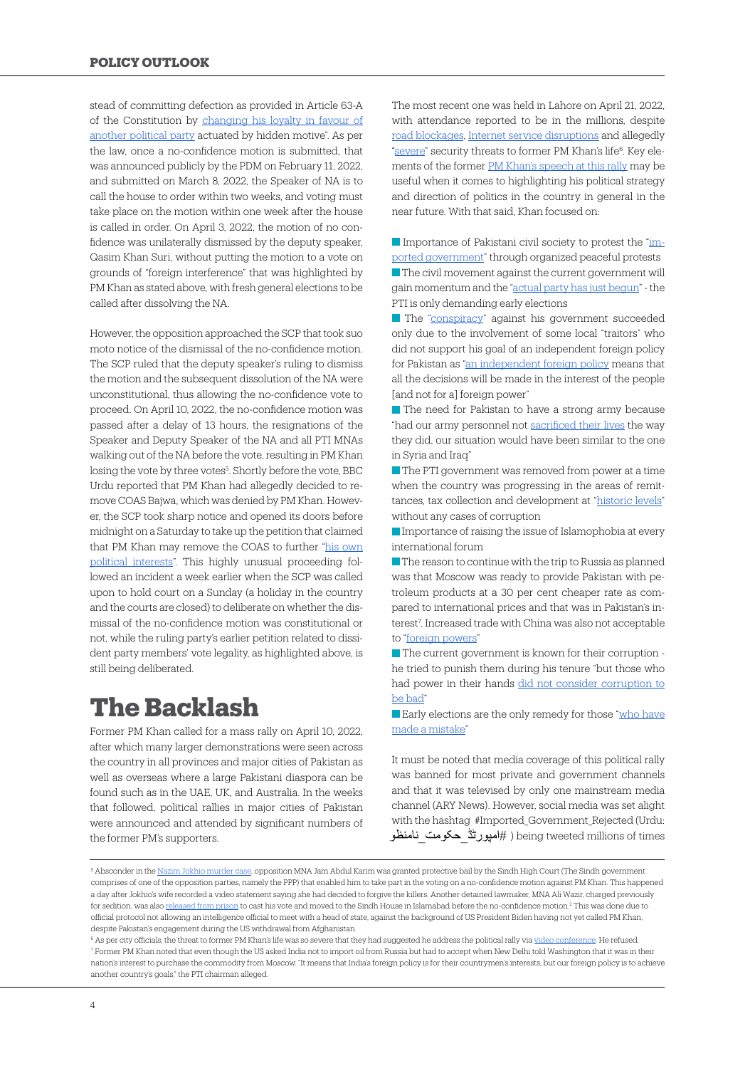stead of committing defection as provided in Article 63-A of the Constitution by changing his loyalty in favour of another political party actuated by hidden motive". As per the law, once a no-confidence motion is submitted, that was announced publicly by the PDM on February 11, 2022, and submitted on March 8, 2022, the Speaker of NA is to call the house to order within two weeks, and voting must take place on the motion within one week after the house is called in order. On April 3, 2022, the motion of no confidence was unilaterally dismissed by the deputy speaker, Qasim Khan Suri, without putting the motion to a vote on grounds of "foreign interference" that was highlighted by PM Khan as stated above, with fresh general elections to be called after dissolving the NA.

However, the opposition approached the SCP that took suo moto notice of the dismissal of the no-confidence motion. The SCP ruled that the deputy speaker's ruling to dismiss the motion and the subsequent dissolution of the NA were unconstitutional, thus allowing the no-confidence vote to proceed. On April 10, 2022, the no-confidence motion was passed after a delay of 13 hours, the resignations of the Speaker and Deputy Speaker of the NA and all PTI MNAs walking out of the NA before the vote, resulting in PM Khan losing the vote by three votes[5]. Shortly before the vote, BBC Urdu reported that PM Khan had allegedly decided to remove COAS Bajwa, which was denied by PM Khan. However, the SCP took sharp notice and opened its doors before midnight on a Saturday to take up the petition that claimed that PM Khan may remove the COAS to further "his own political interests". This highly unusual proceeding followed an incident a week earlier when the SCP was called upon to hold court on a Sunday (a holiday in the country and the courts are closed) to deliberate on whether the dismissal of the no-confidence motion was constitutional or not, while the ruling party's earlier petition related to dissident party members' vote legality, as highlighted above, is still being deliberated.

# The Backlash

Former PM Khan called for a mass rally on April 10, 2022, after which many larger demonstrations were seen across the country in all provinces and major cities of Pakistan as well as overseas where a large Pakistani diaspora can be found such as in the UAE, UK, and Australia. In the weeks that followed, political rallies in major cities of Pakistan were announced and attended by significant numbers of the former PM's supporters.

The most recent one was held in Lahore on April 21, 2022, with attendance reported to be in the millions, despite road blockages, Internet service disruptions and allegedly "severe" security threats to former PM Khan's life[6]. Key elements of the former PM Khan's speech at this rally may be useful when it comes to highlighting his political strategy and direction of politics in the country in general in the near future. With that said, Khan focused on:

- Importance of Pakistani civil society to protest the "imported government" through organized peaceful protests
- The civil movement against the current government will gain momentum and the "actual party has just begun" - the PTI is only demanding early elections
- The "conspiracy" against his government succeeded only due to the involvement of some local "traitors" who did not support his goal of an independent foreign policy for Pakistan as "an independent foreign policy means that all the decisions will be made in the interest of the people [and not for a] foreign power"
- The need for Pakistan to have a strong army because "had our army personnel not sacrificed their lives the way they did, our situation would have been similar to the one in Syria and Iraq"
- The PTI government was removed from power at a time when the country was progressing in the areas of remittances, tax collection and development at "historic levels" without any cases of corruption
- Importance of raising the issue of Islamophobia at every international forum
- The reason to continue with the trip to Russia as planned was that Moscow was ready to provide Pakistan with petroleum products at a 30 per cent cheaper rate as compared to international prices and that was in Pakistan's interest[7]. Increased trade with China was also not acceptable to "foreign powers"
- The current government is known for their corruption - he tried to punish them during his tenure "but those who had power in their hands did not consider corruption to be bad"
- Early elections are the only remedy for those "who have made a mistake"

It must be noted that media coverage of this political rally was banned for most private and government channels and that it was televised by only one mainstream media channel (ARY News). However, social media was set alight with the hashtag #Imported_Government_Rejected (Urdu: #امپورٹڈ_حکومت_نامنظور ) being tweeted millions of times

---

[5] Absconder in the Nazim Jokhio murder case, opposition MNA Jam Abdul Karim was granted protective bail by the Sindh High Court (The Sindh government comprises of one of the opposition parties, namely the PPP) that enabled him to take part in the voting on a no-confidence motion against PM Khan. This happened a day after Jokhio's wife recorded a video statement saying she had decided to forgive the killers. Another detained lawmaker, MNA Ali Wazir, charged previously for sedition, was also released from prison to cast his vote and moved to the Sindh House in Islamabad before the no-confidence motion.[2] This was done due to official protocol not allowing an intelligence official to meet with a head of state, against the background of US President Biden having not yet called PM Khan, despite Pakistan's engagement during the US withdrawal from Afghanistan.

[6] As per city officials, the threat to former PM Khan's life was so severe that they had suggested he address the political rally via video conference. He refused.

[7] Former PM Khan noted that even though the US asked India not to import oil from Russia but had to accept when New Delhi told Washington that it was in their nation's interest to purchase the commodity from Moscow. "It means that India's foreign policy is for their countrymen's interests, but our foreign policy is to achieve another country's goals," the PTI chairman alleged.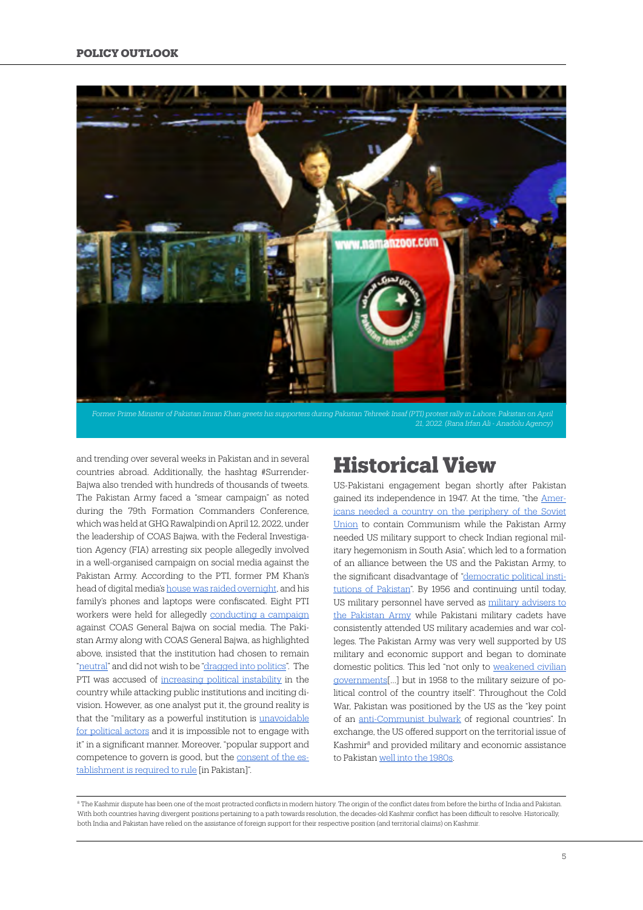Former Prime Minister of Pakistan Imran Khan greets his supporters during Pakistan Tehreek Insaf (PTI) protest rally in Lahore, Pakistan on April 21, 2022. (Rana Irfan Ali - Anadolu Agency)

and trending over several weeks in Pakistan and in several countries abroad. Additionally, the hashtag #SurrenderBajwa also trended with hundreds of thousands of tweets. The Pakistan Army faced a "smear campaign" as noted during the 79th Formation Commanders Conference, which was held at GHQ Rawalpindi on April 12, 2022, under the leadership of COAS Bajwa, with the Federal Investigation Agency (FIA) arresting six people allegedly involved in a well-organised campaign on social media against the Pakistan Army. According to the PTI, former PM Khan's head of digital media's house was raided overnight, and his family's phones and laptops were confiscated. Eight PTI workers were held for allegedly conducting a campaign against COAS General Bajwa on social media. The Pakistan Army along with COAS General Bajwa, as highlighted above, insisted that the institution had chosen to remain "neutral" and did not wish to be "dragged into politics". The PTI was accused of increasing political instability in the country while attacking public institutions and inciting division. However, as one analyst put it, the ground reality is that the "military as a powerful institution is unavoidable for political actors and it is impossible not to engage with it" in a significant manner. Moreover, "popular support and competence to govern is good, but the consent of the establishment is required to rule [in Pakistan]".

## Historical View

US-Pakistani engagement began shortly after Pakistan gained its independence in 1947. At the time, "the Americans needed a country on the periphery of the Soviet Union to contain Communism while the Pakistan Army needed US military support to check Indian regional military hegemonism in South Asia", which led to a formation of an alliance between the US and the Pakistan Army, to the significant disadvantage of "democratic political institutions of Pakistan". By 1956 and continuing until today, US military personnel have served as military advisers to the Pakistan Army while Pakistani military cadets have consistently attended US military academies and war colleges. The Pakistan Army was very well supported by US military and economic support and began to dominate domestic politics. This led "not only to weakened civilian governments[...] but in 1958 to the military seizure of political control of the country itself". Throughout the Cold War, Pakistan was positioned by the US as the "key point of an anti-Communist bulwark of regional countries". In exchange, the US offered support on the territorial issue of Kashmir[8] and provided military and economic assistance to Pakistan well into the 1980s.

[8] The Kashmir dispute has been one of the most protracted conflicts in modern history. The origin of the conflict dates from before the births of India and Pakistan. With both countries having divergent positions pertaining to a path towards resolution, the decades-old Kashmir conflict has been difficult to resolve. Historically, both India and Pakistan have relied on the assistance of foreign support for their respective position (and territorial claims) on Kashmir.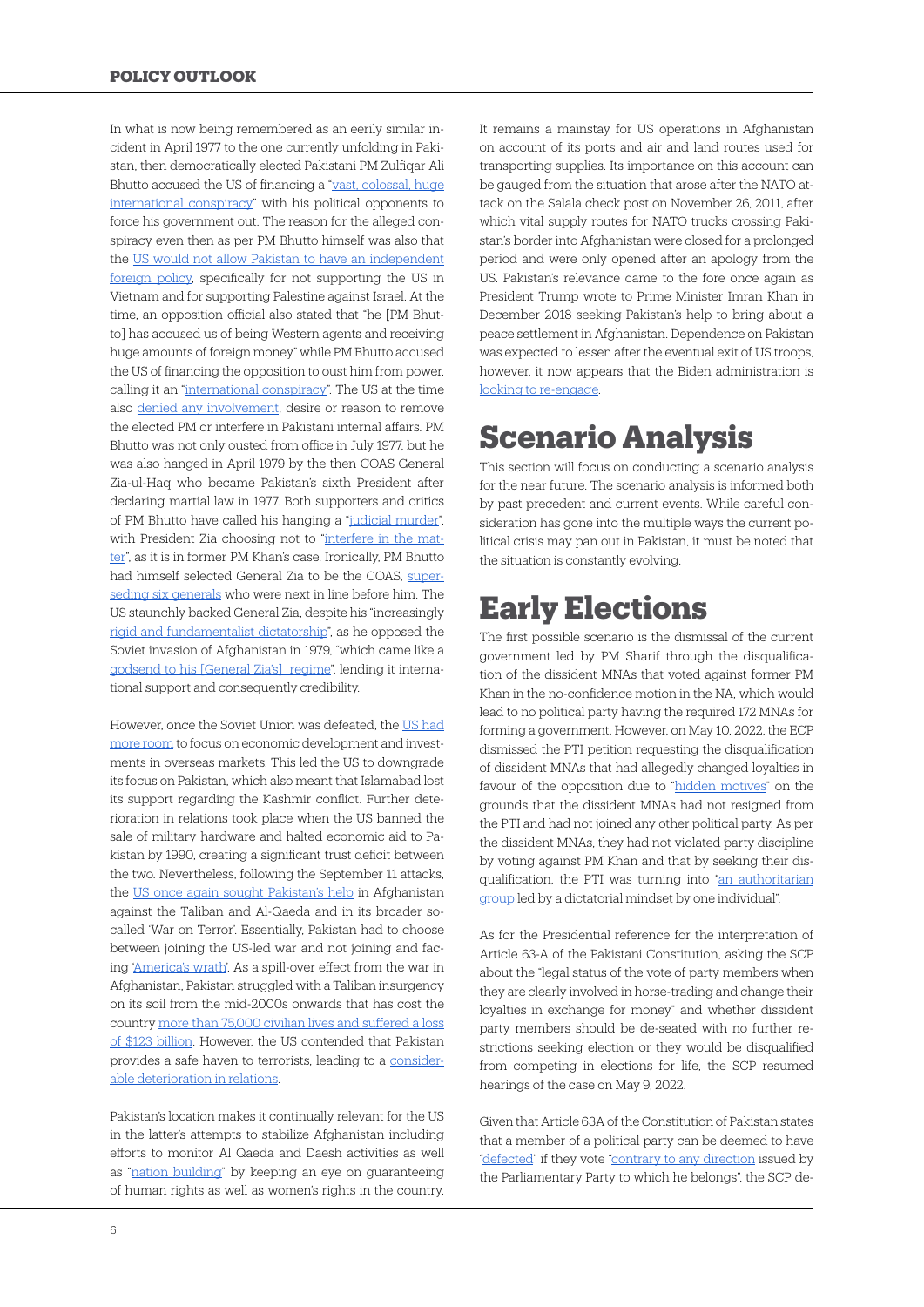In what is now being remembered as an eerily similar incident in April 1977 to the one currently unfolding in Pakistan, then democratically elected Pakistani PM Zulfiqar Ali Bhutto accused the US of financing a "vast, colossal, huge international conspiracy" with his political opponents to force his government out. The reason for the alleged conspiracy even then as per PM Bhutto himself was also that the US would not allow Pakistan to have an independent foreign policy, specifically for not supporting the US in Vietnam and for supporting Palestine against Israel. At the time, an opposition official also stated that "he [PM Bhutto] has accused us of being Western agents and receiving huge amounts of foreign money" while PM Bhutto accused the US of financing the opposition to oust him from power, calling it an "international conspiracy". The US at the time also denied any involvement, desire or reason to remove the elected PM or interfere in Pakistani internal affairs. PM Bhutto was not only ousted from office in July 1977, but he was also hanged in April 1979 by the then COAS General Zia-ul-Haq who became Pakistan's sixth President after declaring martial law in 1977. Both supporters and critics of PM Bhutto have called his hanging a "judicial murder", with President Zia choosing not to "interfere in the matter", as it is in former PM Khan's case. Ironically, PM Bhutto had himself selected General Zia to be the COAS, superseding six generals who were next in line before him. The US staunchly backed General Zia, despite his "increasingly rigid and fundamentalist dictatorship", as he opposed the Soviet invasion of Afghanistan in 1979, "which came like a godsend to his [General Zia's] regime", lending it international support and consequently credibility.

However, once the Soviet Union was defeated, the US had more room to focus on economic development and investments in overseas markets. This led the US to downgrade its focus on Pakistan, which also meant that Islamabad lost its support regarding the Kashmir conflict. Further deterioration in relations took place when the US banned the sale of military hardware and halted economic aid to Pakistan by 1990, creating a significant trust deficit between the two. Nevertheless, following the September 11 attacks, the US once again sought Pakistan's help in Afghanistan against the Taliban and Al-Qaeda and in its broader so-called 'War on Terror'. Essentially, Pakistan had to choose between joining the US-led war and not joining and facing 'America's wrath'. As a spill-over effect from the war in Afghanistan, Pakistan struggled with a Taliban insurgency on its soil from the mid-2000s onwards that has cost the country more than 75,000 civilian lives and suffered a loss of $123 billion. However, the US contended that Pakistan provides a safe haven to terrorists, leading to a considerable deterioration in relations.

Pakistan's location makes it continually relevant for the US in the latter's attempts to stabilize Afghanistan including efforts to monitor Al Qaeda and Daesh activities as well as "nation building" by keeping an eye on guaranteeing of human rights as well as women's rights in the country. It remains a mainstay for US operations in Afghanistan on account of its ports and air and land routes used for transporting supplies. Its importance on this account can be gauged from the situation that arose after the NATO attack on the Salala check post on November 26, 2011, after which vital supply routes for NATO trucks crossing Pakistan's border into Afghanistan were closed for a prolonged period and were only opened after an apology from the US. Pakistan's relevance came to the fore once again as President Trump wrote to Prime Minister Imran Khan in December 2018 seeking Pakistan's help to bring about a peace settlement in Afghanistan. Dependence on Pakistan was expected to lessen after the eventual exit of US troops, however, it now appears that the Biden administration is looking to re-engage.

# Scenario Analysis

This section will focus on conducting a scenario analysis for the near future. The scenario analysis is informed both by past precedent and current events. While careful consideration has gone into the multiple ways the current political crisis may pan out in Pakistan, it must be noted that the situation is constantly evolving.

# Early Elections

The first possible scenario is the dismissal of the current government led by PM Sharif through the disqualification of the dissident MNAs that voted against former PM Khan in the no-confidence motion in the NA, which would lead to no political party having the required 172 MNAs for forming a government. However, on May 10, 2022, the ECP dismissed the PTI petition requesting the disqualification of dissident MNAs that had allegedly changed loyalties in favour of the opposition due to "hidden motives" on the grounds that the dissident MNAs had not resigned from the PTI and had not joined any other political party. As per the dissident MNAs, they had not violated party discipline by voting against PM Khan and that by seeking their disqualification, the PTI was turning into "an authoritarian group led by a dictatorial mindset by one individual".

As for the Presidential reference for the interpretation of Article 63-A of the Pakistani Constitution, asking the SCP about the "legal status of the vote of party members when they are clearly involved in horse-trading and change their loyalties in exchange for money" and whether dissident party members should be de-seated with no further restrictions seeking election or they would be disqualified from competing in elections for life, the SCP resumed hearings of the case on May 9, 2022.

Given that Article 63A of the Constitution of Pakistan states that a member of a political party can be deemed to have "defected" if they vote "contrary to any direction issued by the Parliamentary Party to which he belongs", the SCP de-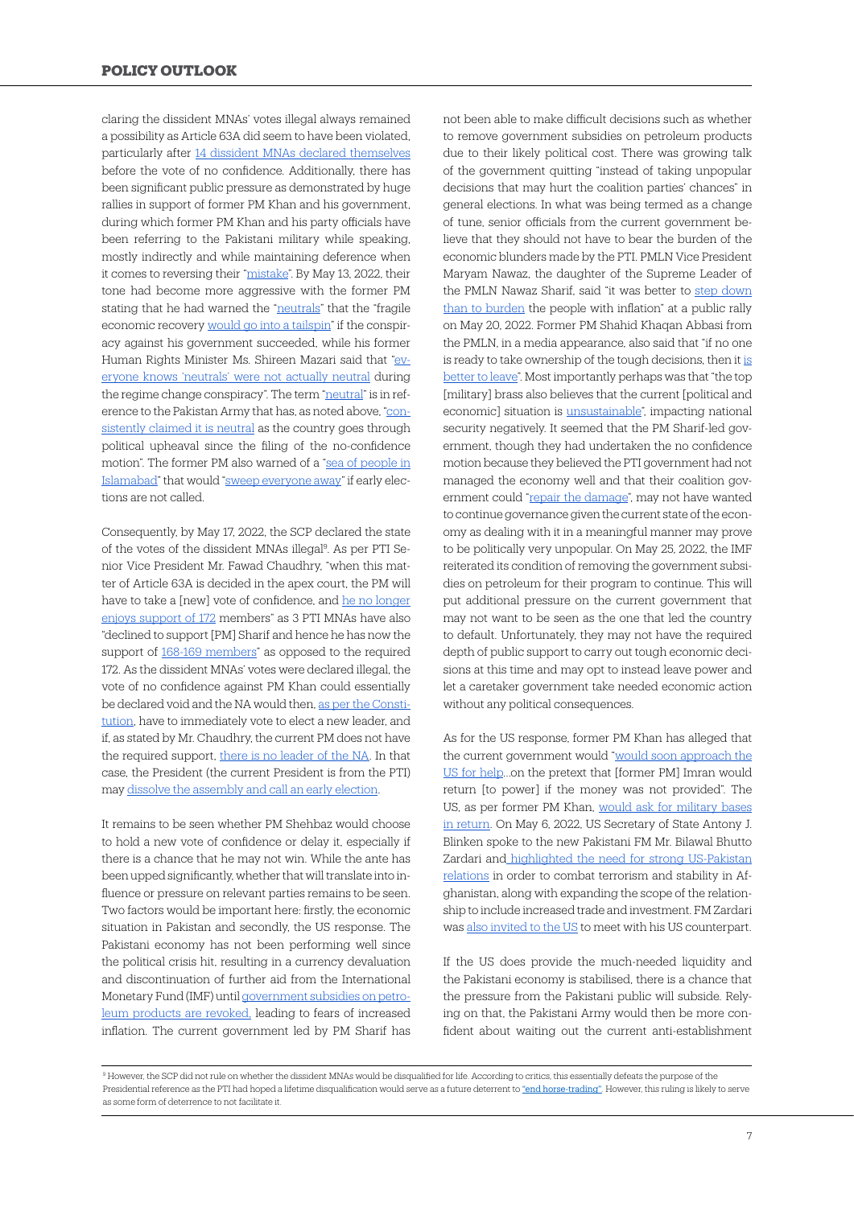claring the dissident MNAs' votes illegal always remained a possibility as Article 63A did seem to have been violated, particularly after 14 dissident MNAs declared themselves before the vote of no confidence. Additionally, there has been significant public pressure as demonstrated by huge rallies in support of former PM Khan and his government, during which former PM Khan and his party officials have been referring to the Pakistani military while speaking, mostly indirectly and while maintaining deference when it comes to reversing their "mistake". By May 13, 2022, their tone had become more aggressive with the former PM stating that he had warned the "neutrals" that the "fragile economic recovery would go into a tailspin" if the conspiracy against his government succeeded, while his former Human Rights Minister Ms. Shireen Mazari said that "everyone knows 'neutrals' were not actually neutral during the regime change conspiracy". The term "neutral" is in reference to the Pakistan Army that has, as noted above, "consistently claimed it is neutral as the country goes through political upheaval since the filing of the no-confidence motion". The former PM also warned of a "sea of people in Islamabad" that would "sweep everyone away" if early elections are not called.

Consequently, by May 17, 2022, the SCP declared the state of the votes of the dissident MNAs illegal[9]. As per PTI Senior Vice President Mr. Fawad Chaudhry, "when this matter of Article 63A is decided in the apex court, the PM will have to take a [new] vote of confidence, and he no longer enjoys support of 172 members" as 3 PTI MNAs have also "declined to support [PM] Sharif and hence he has now the support of 168-169 members" as opposed to the required 172. As the dissident MNAs' votes were declared illegal, the vote of no confidence against PM Khan could essentially be declared void and the NA would then, as per the Constitution, have to immediately vote to elect a new leader, and if, as stated by Mr. Chaudhry, the current PM does not have the required support, there is no leader of the NA. In that case, the President (the current President is from the PTI) may dissolve the assembly and call an early election.

It remains to be seen whether PM Shehbaz would choose to hold a new vote of confidence or delay it, especially if there is a chance that he may not win. While the ante has been upped significantly, whether that will translate into influence or pressure on relevant parties remains to be seen. Two factors would be important here: firstly, the economic situation in Pakistan and secondly, the US response. The Pakistani economy has not been performing well since the political crisis hit, resulting in a currency devaluation and discontinuation of further aid from the International Monetary Fund (IMF) until government subsidies on petroleum products are revoked, leading to fears of increased inflation. The current government led by PM Sharif has not been able to make difficult decisions such as whether to remove government subsidies on petroleum products due to their likely political cost. There was growing talk of the government quitting "instead of taking unpopular decisions that may hurt the coalition parties' chances" in general elections. In what was being termed as a change of tune, senior officials from the current government believe that they should not have to bear the burden of the economic blunders made by the PTI. PMLN Vice President Maryam Nawaz, the daughter of the Supreme Leader of the PMLN Nawaz Sharif, said "it was better to step down than to burden the people with inflation" at a public rally on May 20, 2022. Former PM Shahid Khaqan Abbasi from the PMLN, in a media appearance, also said that "if no one is ready to take ownership of the tough decisions, then it is better to leave". Most importantly perhaps was that "the top [military] brass also believes that the current [political and economic] situation is unsustainable", impacting national security negatively. It seemed that the PM Sharif-led government, though they had undertaken the no confidence motion because they believed the PTI government had not managed the economy well and that their coalition government could "repair the damage", may not have wanted to continue governance given the current state of the economy as dealing with it in a meaningful manner may prove to be politically very unpopular. On May 25, 2022, the IMF reiterated its condition of removing the government subsidies on petroleum for their program to continue. This will put additional pressure on the current government that may not want to be seen as the one that led the country to default. Unfortunately, they may not have the required depth of public support to carry out tough economic decisions at this time and may opt to instead leave power and let a caretaker government take needed economic action without any political consequences.

As for the US response, former PM Khan has alleged that the current government would "would soon approach the US for help...on the pretext that [former PM] Imran would return [to power] if the money was not provided". The US, as per former PM Khan, would ask for military bases in return. On May 6, 2022, US Secretary of State Antony J. Blinken spoke to the new Pakistani FM Mr. Bilawal Bhutto Zardari and highlighted the need for strong US-Pakistan relations in order to combat terrorism and stability in Afghanistan, along with expanding the scope of the relationship to include increased trade and investment. FM Zardari was also invited to the US to meet with his US counterpart.

If the US does provide the much-needed liquidity and the Pakistani economy is stabilised, there is a chance that the pressure from the Pakistani public will subside. Relying on that, the Pakistani Army would then be more confident about waiting out the current anti-establishment

---

[9] However, the SCP did not rule on whether the dissident MNAs would be disqualified for life. According to critics, this essentially defeats the purpose of the Presidential reference as the PTI had hoped a lifetime disqualification would serve as a future deterrent to "end horse-trading". However, this ruling is likely to serve as some form of deterrence to not facilitate it.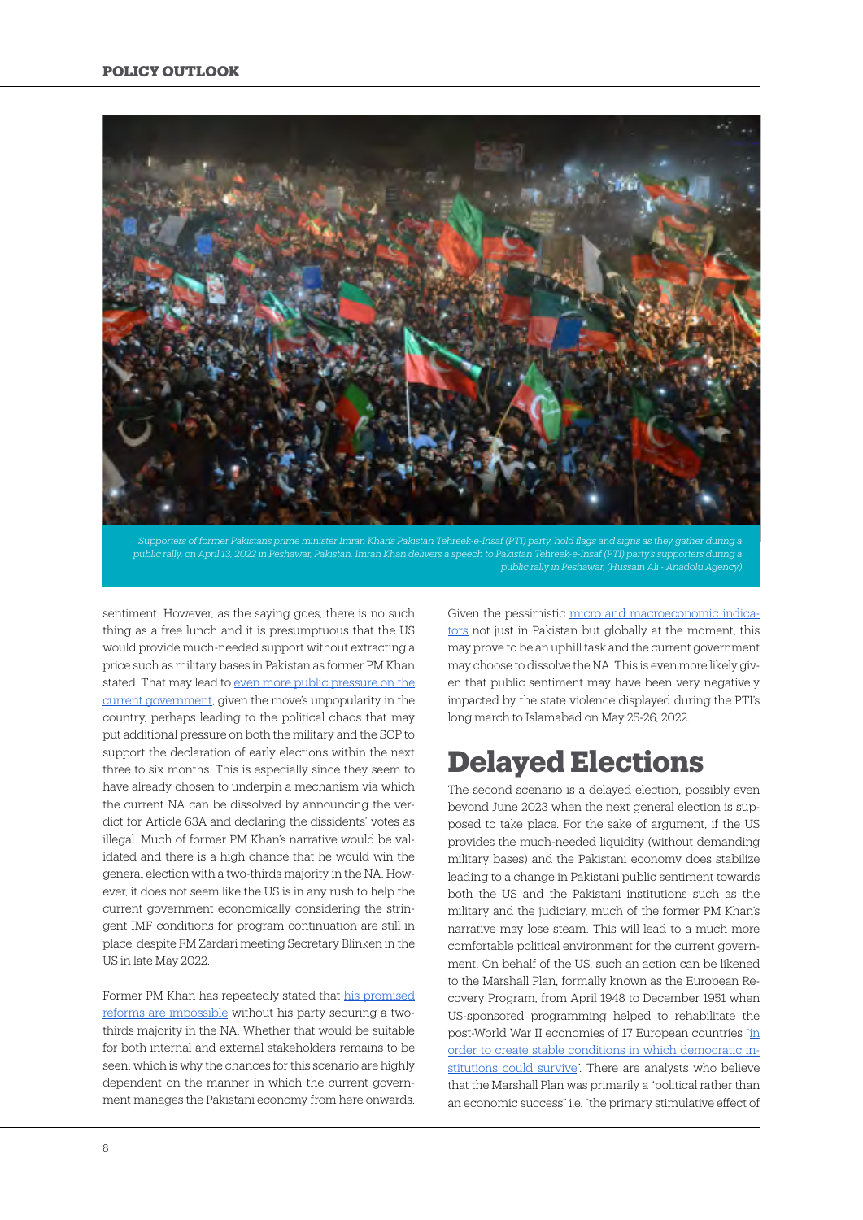Supporters of former Pakistan's prime minister Imran Khan's Pakistan Tehreek-e-Insaf (PTI) party, hold flags and signs as they gather during a public rally, on April 13, 2022 in Peshawar, Pakistan. Imran Khan delivers a speech to Pakistan Tehreek-e-Insaf (PTI) party's supporters during a public rally in Peshawar. (Hussain Ali - Anadolu Agency)

sentiment. However, as the saying goes, there is no such thing as a free lunch and it is presumptuous that the US would provide much-needed support without extracting a price such as military bases in Pakistan as former PM Khan stated. That may lead to even more public pressure on the current government, given the move's unpopularity in the country, perhaps leading to the political chaos that may put additional pressure on both the military and the SCP to support the declaration of early elections within the next three to six months. This is especially since they seem to have already chosen to underpin a mechanism via which the current NA can be dissolved by announcing the verdict for Article 63A and declaring the dissidents' votes as illegal. Much of former PM Khan's narrative would be validated and there is a high chance that he would win the general election with a two-thirds majority in the NA. However, it does not seem like the US is in any rush to help the current government economically considering the stringent IMF conditions for program continuation are still in place, despite FM Zardari meeting Secretary Blinken in the US in late May 2022.

Former PM Khan has repeatedly stated that his promised reforms are impossible without his party securing a two-thirds majority in the NA. Whether that would be suitable for both internal and external stakeholders remains to be seen, which is why the chances for this scenario are highly dependent on the manner in which the current government manages the Pakistani economy from here onwards. Given the pessimistic micro and macroeconomic indicators not just in Pakistan but globally at the moment, this may prove to be an uphill task and the current government may choose to dissolve the NA. This is even more likely given that public sentiment may have been very negatively impacted by the state violence displayed during the PTI's long march to Islamabad on May 25-26, 2022.

## Delayed Elections

The second scenario is a delayed election, possibly even beyond June 2023 when the next general election is supposed to take place. For the sake of argument, if the US provides the much-needed liquidity (without demanding military bases) and the Pakistani economy does stabilize leading to a change in Pakistani public sentiment towards both the US and the Pakistani institutions such as the military and the judiciary, much of the former PM Khan's narrative may lose steam. This will lead to a much more comfortable political environment for the current government. On behalf of the US, such an action can be likened to the Marshall Plan, formally known as the European Recovery Program, from April 1948 to December 1951 when US-sponsored programming helped to rehabilitate the post-World War II economies of 17 European countries "in order to create stable conditions in which democratic institutions could survive". There are analysts who believe that the Marshall Plan was primarily a "political rather than an economic success" i.e. "the primary stimulative effect of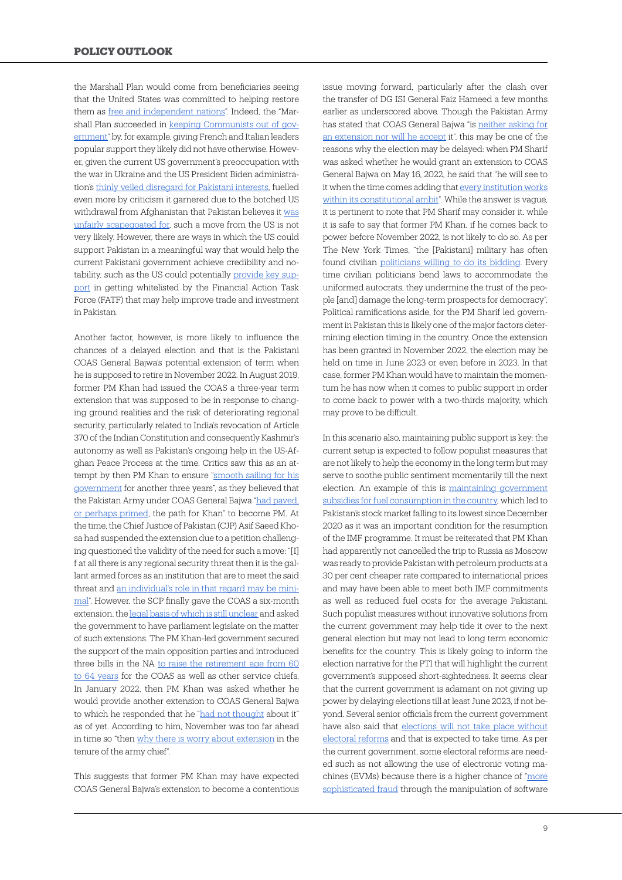the Marshall Plan would come from beneficiaries seeing that the United States was committed to helping restore them as free and independent nations". Indeed, the "Marshall Plan succeeded in keeping Communists out of government" by, for example, giving French and Italian leaders popular support they likely did not have otherwise. However, given the current US government's preoccupation with the war in Ukraine and the US President Biden administration's thinly veiled disregard for Pakistani interests, fuelled even more by criticism it garnered due to the botched US withdrawal from Afghanistan that Pakistan believes it was unfairly scapegoated for, such a move from the US is not very likely. However, there are ways in which the US could support Pakistan in a meaningful way that would help the current Pakistani government achieve credibility and notability, such as the US could potentially provide key support in getting whitelisted by the Financial Action Task Force (FATF) that may help improve trade and investment in Pakistan.

Another factor, however, is more likely to influence the chances of a delayed election and that is the Pakistani COAS General Bajwa's potential extension of term when he is supposed to retire in November 2022. In August 2019, former PM Khan had issued the COAS a three-year term extension that was supposed to be in response to changing ground realities and the risk of deteriorating regional security, particularly related to India's revocation of Article 370 of the Indian Constitution and consequently Kashmir's autonomy as well as Pakistan's ongoing help in the US-Afghan Peace Process at the time. Critics saw this as an attempt by then PM Khan to ensure "smooth sailing for his government for another three years", as they believed that the Pakistan Army under COAS General Bajwa "had paved, or perhaps primed, the path for Khan" to become PM. At the time, the Chief Justice of Pakistan (CJP) Asif Saeed Khosa had suspended the extension due to a petition challenging questioned the validity of the need for such a move: "[I]f at all there is any regional security threat then it is the gallant armed forces as an institution that are to meet the said threat and an individual's role in that regard may be minimal". However, the SCP finally gave the COAS a six-month extension, the legal basis of which is still unclear and asked the government to have parliament legislate on the matter of such extensions. The PM Khan-led government secured the support of the main opposition parties and introduced three bills in the NA to raise the retirement age from 60 to 64 years for the COAS as well as other service chiefs. In January 2022, then PM Khan was asked whether he would provide another extension to COAS General Bajwa to which he responded that he "had not thought about it" as of yet. According to him, November was too far ahead in time so "then why there is worry about extension in the tenure of the army chief".

This suggests that former PM Khan may have expected COAS General Bajwa's extension to become a contentious issue moving forward, particularly after the clash over the transfer of DG ISI General Faiz Hameed a few months earlier as underscored above. Though the Pakistan Army has stated that COAS General Bajwa "is neither asking for an extension nor will he accept it", this may be one of the reasons why the election may be delayed: when PM Sharif was asked whether he would grant an extension to COAS General Bajwa on May 16, 2022, he said that "he will see to it when the time comes adding that every institution works within its constitutional ambit". While the answer is vague, it is pertinent to note that PM Sharif may consider it, while it is safe to say that former PM Khan, if he comes back to power before November 2022, is not likely to do so. As per The New York Times, "the [Pakistani] military has often found civilian politicians willing to do its bidding. Every time civilian politicians bend laws to accommodate the uniformed autocrats, they undermine the trust of the people [and] damage the long-term prospects for democracy". Political ramifications aside, for the PM Sharif led government in Pakistan this is likely one of the major factors determining election timing in the country. Once the extension has been granted in November 2022, the election may be held on time in June 2023 or even before in 2023. In that case, former PM Khan would have to maintain the momentum he has now when it comes to public support in order to come back to power with a two-thirds majority, which may prove to be difficult.

In this scenario also, maintaining public support is key: the current setup is expected to follow populist measures that are not likely to help the economy in the long term but may serve to soothe public sentiment momentarily till the next election. An example of this is maintaining government subsidies for fuel consumption in the country, which led to Pakistan's stock market falling to its lowest since December 2020 as it was an important condition for the resumption of the IMF programme. It must be reiterated that PM Khan had apparently not cancelled the trip to Russia as Moscow was ready to provide Pakistan with petroleum products at a 30 per cent cheaper rate compared to international prices and may have been able to meet both IMF commitments as well as reduced fuel costs for the average Pakistani. Such populist measures without innovative solutions from the current government may help tide it over to the next general election but may not lead to long term economic benefits for the country. This is likely going to inform the election narrative for the PTI that will highlight the current government's supposed short-sightedness. It seems clear that the current government is adamant on not giving up power by delaying elections till at least June 2023, if not beyond. Several senior officials from the current government have also said that elections will not take place without electoral reforms and that is expected to take time. As per the current government, some electoral reforms are needed such as not allowing the use of electronic voting machines (EVMs) because there is a higher chance of "more sophisticated fraud through the manipulation of software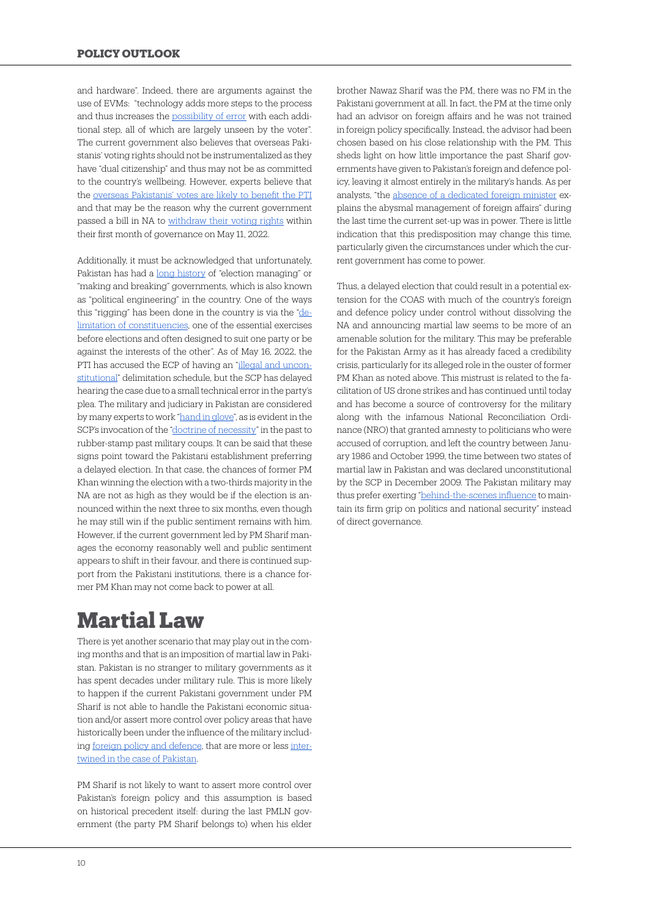and hardware". Indeed, there are arguments against the use of EVMs: "technology adds more steps to the process and thus increases the possibility of error with each additional step, all of which are largely unseen by the voter". The current government also believes that overseas Pakistanis' voting rights should not be instrumentalized as they have "dual citizenship" and thus may not be as committed to the country's wellbeing. However, experts believe that the overseas Pakistanis' votes are likely to benefit the PTI and that may be the reason why the current government passed a bill in NA to withdraw their voting rights within their first month of governance on May 11, 2022.

Additionally, it must be acknowledged that unfortunately, Pakistan has had a long history of "election managing" or "making and breaking" governments, which is also known as "political engineering" in the country. One of the ways this "rigging" has been done in the country is via the "delimitation of constituencies, one of the essential exercises before elections and often designed to suit one party or be against the interests of the other". As of May 16, 2022, the PTI has accused the ECP of having an "illegal and unconstitutional" delimitation schedule, but the SCP has delayed hearing the case due to a small technical error in the party's plea. The military and judiciary in Pakistan are considered by many experts to work "hand in glove", as is evident in the SCP's invocation of the "doctrine of necessity" in the past to rubber-stamp past military coups. It can be said that these signs point toward the Pakistani establishment preferring a delayed election. In that case, the chances of former PM Khan winning the election with a two-thirds majority in the NA are not as high as they would be if the election is announced within the next three to six months, even though he may still win if the public sentiment remains with him. However, if the current government led by PM Sharif manages the economy reasonably well and public sentiment appears to shift in their favour, and there is continued support from the Pakistani institutions, there is a chance former PM Khan may not come back to power at all.

# Martial Law

There is yet another scenario that may play out in the coming months and that is an imposition of martial law in Pakistan. Pakistan is no stranger to military governments as it has spent decades under military rule. This is more likely to happen if the current Pakistani government under PM Sharif is not able to handle the Pakistani economic situation and/or assert more control over policy areas that have historically been under the influence of the military including foreign policy and defence, that are more or less intertwined in the case of Pakistan.

PM Sharif is not likely to want to assert more control over Pakistan's foreign policy and this assumption is based on historical precedent itself: during the last PMLN government (the party PM Sharif belongs to) when his elder brother Nawaz Sharif was the PM, there was no FM in the Pakistani government at all. In fact, the PM at the time only had an advisor on foreign affairs and he was not trained in foreign policy specifically. Instead, the advisor had been chosen based on his close relationship with the PM. This sheds light on how little importance the past Sharif governments have given to Pakistan's foreign and defence policy, leaving it almost entirely in the military's hands. As per analysts, "the absence of a dedicated foreign minister explains the abysmal management of foreign affairs" during the last time the current set-up was in power. There is little indication that this predisposition may change this time, particularly given the circumstances under which the current government has come to power.

Thus, a delayed election that could result in a potential extension for the COAS with much of the country's foreign and defence policy under control without dissolving the NA and announcing martial law seems to be more of an amenable solution for the military. This may be preferable for the Pakistan Army as it has already faced a credibility crisis, particularly for its alleged role in the ouster of former PM Khan as noted above. This mistrust is related to the facilitation of US drone strikes and has continued until today and has become a source of controversy for the military along with the infamous National Reconciliation Ordinance (NRO) that granted amnesty to politicians who were accused of corruption, and left the country between January 1986 and October 1999, the time between two states of martial law in Pakistan and was declared unconstitutional by the SCP in December 2009. The Pakistan military may thus prefer exerting "behind-the-scenes influence to maintain its firm grip on politics and national security" instead of direct governance.